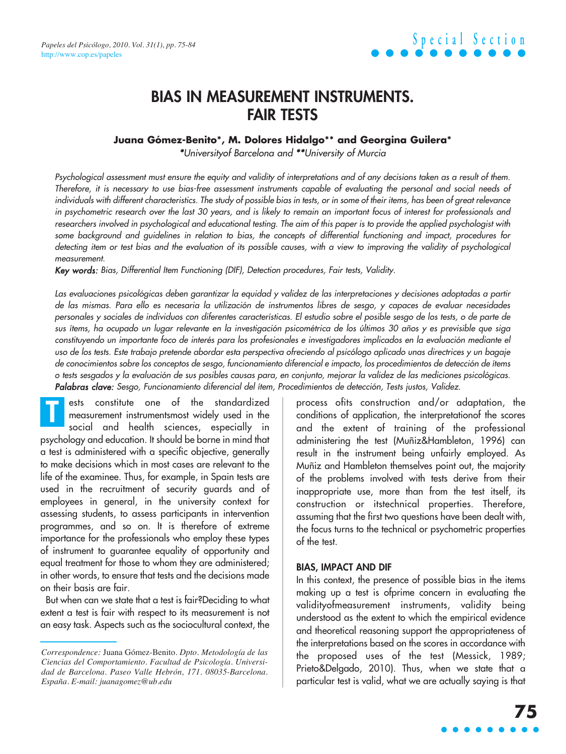# BIAS IN MEASUREMENT INSTRUMENTS. FAIR TESTS

**Juana Gómez-Benito*, M. Dolores Hidalgo** and Georgina Guilera***

*\*Universityof Barcelona and \*\*University of Murcia*

*Psychological assessment must ensure the equity and validity of interpretations and of any decisions taken as a result of them. Therefore, it is necessary to use bias-free assessment instruments capable of evaluating the personal and social needs of individuals with different characteristics. The study of possible bias in tests, or in some of their items, has been of great relevance in psychometric research over the last 30 years, and is likely to remain an important focus of interest for professionals and researchers involved in psychological and educational testing. The aim of this paper is to provide the applied psychologist with some background and guidelines in relation to bias, the concepts of differential functioning and impact, procedures for detecting item or test bias and the evaluation of its possible causes, with a view to improving the validity of psychological measurement.*

***Key words:*** *Bias, Differential Item Functioning (DIF), Detection procedures, Fair tests, Validity.*

*Las evaluaciones psicológicas deben garantizar la equidad y validez de las interpretaciones y decisiones adoptadas a partir de las mismas. Para ello es necesaria la utilización de instrumentos libres de sesgo, y capaces de evaluar necesidades personales y sociales de individuos con diferentes características. El estudio sobre el posible sesgo de los tests, o de parte de sus ítems, ha ocupado un lugar relevante en la investigación psicométrica de los últimos 30 años y es previsible que siga constituyendo un importante foco de interés para los profesionales e investigadores implicados en la evaluación mediante el uso de los tests. Este trabajo pretende abordar esta perspectiva ofreciendo al psicólogo aplicado unas directrices y un bagaje de conocimientos sobre los conceptos de sesgo, funcionamiento diferencial e impacto, los procedimientos de detección de ítems o tests sesgados y la evaluación de sus posibles causas para, en conjunto, mejorar la validez de las mediciones psicológicas.*

***Palabras clave:*** *Sesgo, Funcionamiento diferencial del ítem, Procedimientos de detección, Tests justos, Validez.*

Tests constitute one of the standardized measurement instrumentsmost widely used in the social and health sciences, especially in psychology and education. It should be borne in mind that a test is administered with a specific objective, generally to make decisions which in most cases are relevant to the life of the examinee. Thus, for example, in Spain tests are used in the recruitment of security guards and of employees in general, in the university context for assessing students, to assess participants in intervention programmes, and so on. It is therefore of extreme importance for the professionals who employ these types of instrument to guarantee equality of opportunity and equal treatment for those to whom they are administered; in other words, to ensure that tests and the decisions made on their basis are fair.

But when can we state that a test is fair?Deciding to what extent a test is fair with respect to its measurement is not an easy task. Aspects such as the sociocultural context, the process ofits construction and/or adaptation, the conditions of application, the interpretationof the scores and the extent of training of the professional administering the test (Muñiz&Hambleton, 1996) can result in the instrument being unfairly employed. As Muñiz and Hambleton themselves point out, the majority of the problems involved with tests derive from their inappropriate use, more than from the test itself, its construction or itstechnical properties. Therefore, assuming that the first two questions have been dealt with, the focus turns to the technical or psychometric properties of the test.

## BIAS, IMPACT AND DIF

In this context, the presence of possible bias in the items making up a test is ofprime concern in evaluating the validityofmeasurement instruments, validity being understood as the extent to which the empirical evidence and theoretical reasoning support the appropriateness of the interpretations based on the scores in accordance with the proposed uses of the test (Messick, 1989; Prieto&Delgado, 2010). Thus, when we state that a particular test is valid, what we are actually saying is that

---

*Correspondence:* Juana Gómez-Benito. *Dpto. Metodología de las Ciencias del Comportamiento. Facultad de Psicología. Universidad de Barcelona. Paseo Valle Hebrón, 171. 08035-Barcelona. España. E-mail: juanagomez@ub.edu*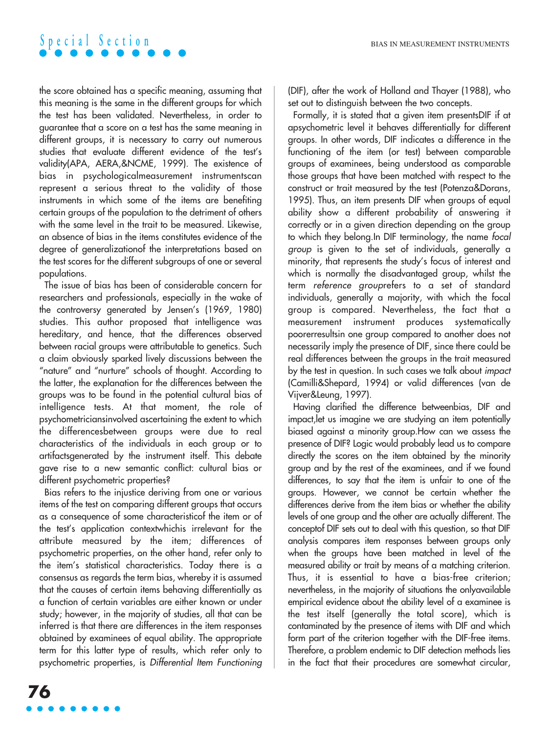the score obtained has a specific meaning, assuming that this meaning is the same in the different groups for which the test has been validated. Nevertheless, in order to guarantee that a score on a test has the same meaning in different groups, it is necessary to carry out numerous studies that evaluate different evidence of the test's validity(APA, AERA,&NCME, 1999). The existence of bias in psychologicalmeasurement instrumentscan represent a serious threat to the validity of those instruments in which some of the items are benefiting certain groups of the population to the detriment of others with the same level in the trait to be measured. Likewise, an absence of bias in the items constitutes evidence of the degree of generalizationof the interpretations based on the test scores for the different subgroups of one or several populations.

The issue of bias has been of considerable concern for researchers and professionals, especially in the wake of the controversy generated by Jensen's (1969, 1980) studies. This author proposed that intelligence was hereditary, and hence, that the differences observed between racial groups were attributable to genetics. Such a claim obviously sparked lively discussions between the "nature" and "nurture" schools of thought. According to the latter, the explanation for the differences between the groups was to be found in the potential cultural bias of intelligence tests. At that moment, the role of psychometriciansinvolved ascertaining the extent to which the differencesbetween groups were due to real characteristics of the individuals in each group or to artifactsgenerated by the instrument itself. This debate gave rise to a new semantic conflict: cultural bias or different psychometric properties?

Bias refers to the injustice deriving from one or various items of the test on comparing different groups that occurs as a consequence of some characteristicof the item or of the test's application contextwhichis irrelevant for the attribute measured by the item; differences of psychometric properties, on the other hand, refer only to the item's statistical characteristics. Today there is a consensus as regards the term bias, whereby it is assumed that the causes of certain items behaving differentially as a function of certain variables are either known or under study; however, in the majority of studies, all that can be inferred is that there are differences in the item responses obtained by examinees of equal ability. The appropriate term for this latter type of results, which refer only to psychometric properties, is *Differential Item Functioning* (DIF), after the work of Holland and Thayer (1988), who set out to distinguish between the two concepts.

Formally, it is stated that a given item presentsDIF if at apsychometric level it behaves differentially for different groups. In other words, DIF indicates a difference in the functioning of the item (or test) between comparable groups of examinees, being understood as comparable those groups that have been matched with respect to the construct or trait measured by the test (Potenza&Dorans, 1995). Thus, an item presents DIF when groups of equal ability show a different probability of answering it correctly or in a given direction depending on the group to which they belong.In DIF terminology, the name *focal group* is given to the set of individuals, generally a minority, that represents the study's focus of interest and which is normally the disadvantaged group, whilst the term *reference group*refers to a set of standard individuals, generally a majority, with which the focal group is compared. Nevertheless, the fact that a measurement instrument produces systematically poorerresultsin one group compared to another does not necessarily imply the presence of DIF, since there could be real differences between the groups in the trait measured by the test in question. In such cases we talk about *impact* (Camilli&Shepard, 1994) or valid differences (van de Vijver&Leung, 1997).

Having clarified the difference betweenbias, DIF and impact,let us imagine we are studying an item potentially biased against a minority group.How can we assess the presence of DIF? Logic would probably lead us to compare directly the scores on the item obtained by the minority group and by the rest of the examinees, and if we found differences, to say that the item is unfair to one of the groups. However, we cannot be certain whether the differences derive from the item bias or whether the ability levels of one group and the other are actually different. The conceptof DIF sets out to deal with this question, so that DIF analysis compares item responses between groups only when the groups have been matched in level of the measured ability or trait by means of a matching criterion. Thus, it is essential to have a bias-free criterion; nevertheless, in the majority of situations the onlyavailable empirical evidence about the ability level of a examinee is the test itself (generally the total score), which is contaminated by the presence of items with DIF and which form part of the criterion together with the DIF-free items. Therefore, a problem endemic to DIF detection methods lies in the fact that their procedures are somewhat circular,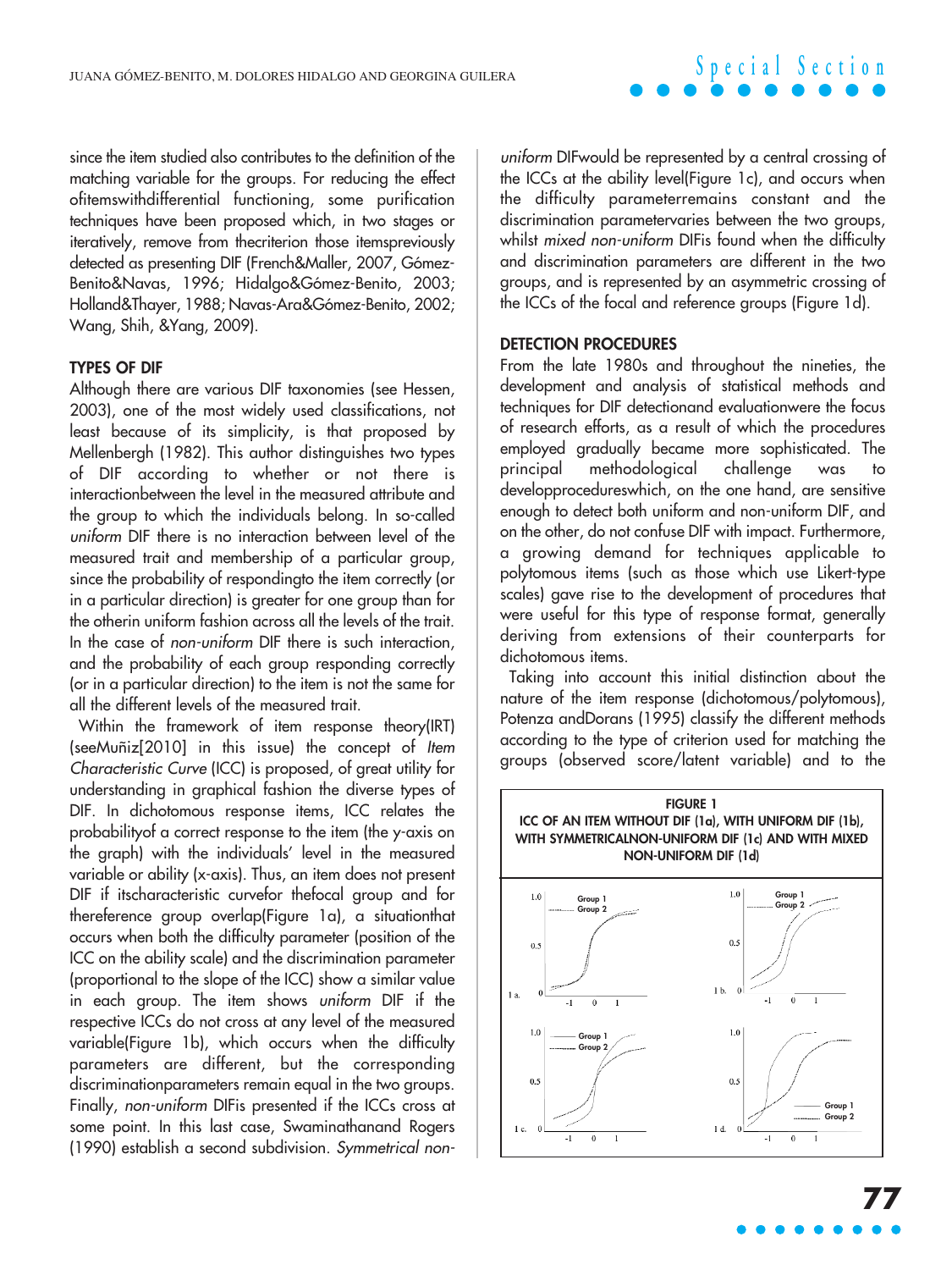since the item studied also contributes to the definition of the matching variable for the groups. For reducing the effect ofitemswithdifferential functioning, some purification techniques have been proposed which, in two stages or iteratively, remove from thecriterion those itemspreviously detected as presenting DIF (French&Maller, 2007, Gómez-Benito&Navas, 1996; Hidalgo&Gómez-Benito, 2003; Holland&Thayer, 1988; Navas-Ara&Gómez-Benito, 2002; Wang, Shih, &Yang, 2009).

## TYPES OF DIF

Although there are various DIF taxonomies (see Hessen, 2003), one of the most widely used classifications, not least because of its simplicity, is that proposed by Mellenbergh (1982). This author distinguishes two types of DIF according to whether or not there is interactionbetween the level in the measured attribute and the group to which the individuals belong. In so-called *uniform* DIF there is no interaction between level of the measured trait and membership of a particular group, since the probability of respondingto the item correctly (or in a particular direction) is greater for one group than for the otherin uniform fashion across all the levels of the trait. In the case of *non-uniform* DIF there is such interaction, and the probability of each group responding correctly (or in a particular direction) to the item is not the same for all the different levels of the measured trait.

Within the framework of item response theory(IRT) (seeMuñiz[2010] in this issue) the concept of *Item Characteristic Curve* (ICC) is proposed, of great utility for understanding in graphical fashion the diverse types of DIF. In dichotomous response items, ICC relates the probabilityof a correct response to the item (the y-axis on the graph) with the individuals' level in the measured variable or ability (x-axis). Thus, an item does not present DIF if itscharacteristic curvefor thefocal group and for thereference group overlap(Figure 1a), a situationthat occurs when both the difficulty parameter (position of the ICC on the ability scale) and the discrimination parameter (proportional to the slope of the ICC) show a similar value in each group. The item shows *uniform* DIF if the respective ICCs do not cross at any level of the measured variable(Figure 1b), which occurs when the difficulty parameters are different, but the corresponding discriminationparameters remain equal in the two groups. Finally, *non-uniform* DIFis presented if the ICCs cross at some point. In this last case, Swaminathanand Rogers (1990) establish a second subdivision. *Symmetrical non-uniform* DIFwould be represented by a central crossing of the ICCs at the ability level(Figure 1c), and occurs when the difficulty parameterremains constant and the discrimination parametervaries between the two groups, whilst *mixed non-uniform* DIFis found when the difficulty and discrimination parameters are different in the two groups, and is represented by an asymmetric crossing of the ICCs of the focal and reference groups (Figure 1d).

## DETECTION PROCEDURES

From the late 1980s and throughout the nineties, the development and analysis of statistical methods and techniques for DIF detectionand evaluationwere the focus of research efforts, as a result of which the procedures employed gradually became more sophisticated. The principal methodological challenge was to developprocedureswhich, on the one hand, are sensitive enough to detect both uniform and non-uniform DIF, and on the other, do not confuse DIF with impact. Furthermore, a growing demand for techniques applicable to polytomous items (such as those which use Likert-type scales) gave rise to the development of procedures that were useful for this type of response format, generally deriving from extensions of their counterparts for dichotomous items.

Taking into account this initial distinction about the nature of the item response (dichotomous/polytomous), Potenza andDorans (1995) classify the different methods according to the type of criterion used for matching the groups (observed score/latent variable) and to the

**FIGURE 1**
**ICC OF AN ITEM WITHOUT DIF (1a), WITH UNIFORM DIF (1b), WITH SYMMETRICALNON-UNIFORM DIF (1c) AND WITH MIXED NON-UNIFORM DIF (1d)**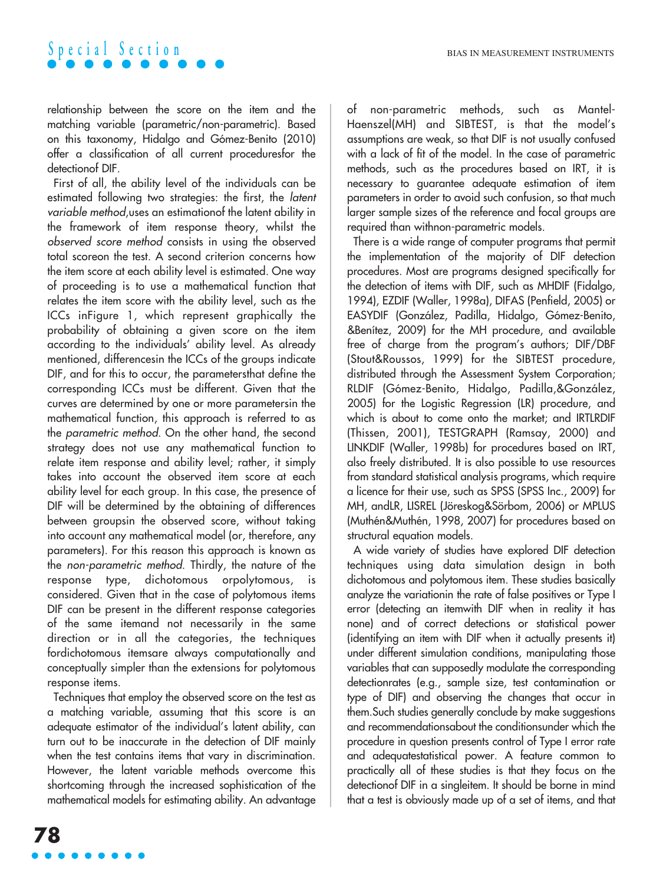relationship between the score on the item and the matching variable (parametric/non-parametric). Based on this taxonomy, Hidalgo and Gómez-Benito (2010) offer a classification of all current proceduresfor the detectionof DIF.

First of all, the ability level of the individuals can be estimated following two strategies: the first, the *latent variable method*,uses an estimationof the latent ability in the framework of item response theory, whilst the *observed score method* consists in using the observed total scoreon the test. A second criterion concerns how the item score at each ability level is estimated. One way of proceeding is to use a mathematical function that relates the item score with the ability level, such as the ICCs inFigure 1, which represent graphically the probability of obtaining a given score on the item according to the individuals' ability level. As already mentioned, differencesin the ICCs of the groups indicate DIF, and for this to occur, the parametersthat define the corresponding ICCs must be different. Given that the curves are determined by one or more parametersin the mathematical function, this approach is referred to as the *parametric method*. On the other hand, the second strategy does not use any mathematical function to relate item response and ability level; rather, it simply takes into account the observed item score at each ability level for each group. In this case, the presence of DIF will be determined by the obtaining of differences between groupsin the observed score, without taking into account any mathematical model (or, therefore, any parameters). For this reason this approach is known as the *non-parametric method*. Thirdly, the nature of the response type, dichotomous orpolytomous, is considered. Given that in the case of polytomous items DIF can be present in the different response categories of the same itemand not necessarily in the same direction or in all the categories, the techniques fordichotomous itemsare always computationally and conceptually simpler than the extensions for polytomous response items.

Techniques that employ the observed score on the test as a matching variable, assuming that this score is an adequate estimator of the individual's latent ability, can turn out to be inaccurate in the detection of DIF mainly when the test contains items that vary in discrimination. However, the latent variable methods overcome this shortcoming through the increased sophistication of the mathematical models for estimating ability. An advantage of non-parametric methods, such as Mantel-Haenszel(MH) and SIBTEST, is that the model's assumptions are weak, so that DIF is not usually confused with a lack of fit of the model. In the case of parametric methods, such as the procedures based on IRT, it is necessary to guarantee adequate estimation of item parameters in order to avoid such confusion, so that much larger sample sizes of the reference and focal groups are required than withnon-parametric models.

There is a wide range of computer programs that permit the implementation of the majority of DIF detection procedures. Most are programs designed specifically for the detection of items with DIF, such as MHDIF (Fidalgo, 1994), EZDIF (Waller, 1998a), DIFAS (Penfield, 2005) or EASYDIF (González, Padilla, Hidalgo, Gómez-Benito, &Benítez, 2009) for the MH procedure, and available free of charge from the program's authors; DIF/DBF (Stout&Roussos, 1999) for the SIBTEST procedure, distributed through the Assessment System Corporation; RLDIF (Gómez-Benito, Hidalgo, Padilla,&González, 2005) for the Logistic Regression (LR) procedure, and which is about to come onto the market; and IRTLRDIF (Thissen, 2001), TESTGRAPH (Ramsay, 2000) and LINKDIF (Waller, 1998b) for procedures based on IRT, also freely distributed. It is also possible to use resources from standard statistical analysis programs, which require a licence for their use, such as SPSS (SPSS Inc., 2009) for MH, andLR, LISREL (Jöreskog&Sörbom, 2006) or MPLUS (Muthén&Muthén, 1998, 2007) for procedures based on structural equation models.

A wide variety of studies have explored DIF detection techniques using data simulation design in both dichotomous and polytomous item. These studies basically analyze the variationin the rate of false positives or Type I error (detecting an itemwith DIF when in reality it has none) and of correct detections or statistical power (identifying an item with DIF when it actually presents it) under different simulation conditions, manipulating those variables that can supposedly modulate the corresponding detectionrates (e.g., sample size, test contamination or type of DIF) and observing the changes that occur in them.Such studies generally conclude by make suggestions and recommendationsabout the conditionsunder which the procedure in question presents control of Type I error rate and adequatestatistical power. A feature common to practically all of these studies is that they focus on the detectionof DIF in a singleitem. It should be borne in mind that a test is obviously made up of a set of items, and that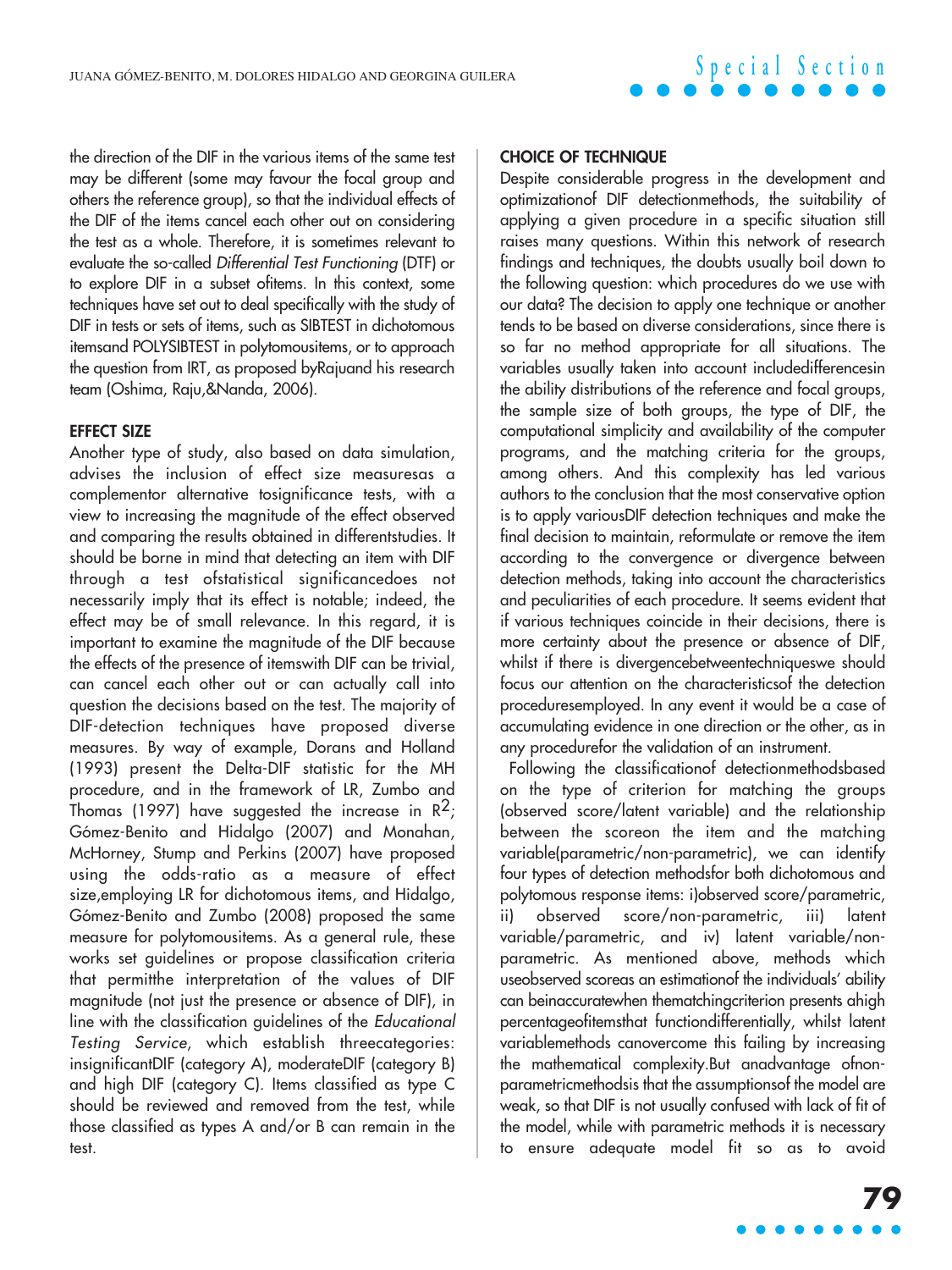the direction of the DIF in the various items of the same test may be different (some may favour the focal group and others the reference group), so that the individual effects of the DIF of the items cancel each other out on considering the test as a whole. Therefore, it is sometimes relevant to evaluate the so-called *Differential Test Functioning* (DTF) or to explore DIF in a subset ofitems. In this context, some techniques have set out to deal specifically with the study of DIF in tests or sets of items, such as SIBTEST in dichotomous itemsand POLYSIBTEST in polytomousitems, or to approach the question from IRT, as proposed byRajuand his research team (Oshima, Raju,&Nanda, 2006).

### EFFECT SIZE

Another type of study, also based on data simulation, advises the inclusion of effect size measuresas a complementor alternative tosignificance tests, with a view to increasing the magnitude of the effect observed and comparing the results obtained in differentstudies. It should be borne in mind that detecting an item with DIF through a test ofstatistical significancedoes not necessarily imply that its effect is notable; indeed, the effect may be of small relevance. In this regard, it is important to examine the magnitude of the DIF because the effects of the presence of itemswith DIF can be trivial, can cancel each other out or can actually call into question the decisions based on the test. The majority of DIF-detection techniques have proposed diverse measures. By way of example, Dorans and Holland (1993) present the Delta-DIF statistic for the MH procedure, and in the framework of LR, Zumbo and Thomas (1997) have suggested the increase in $R^2$; Gómez-Benito and Hidalgo (2007) and Monahan, McHorney, Stump and Perkins (2007) have proposed using the odds-ratio as a measure of effect size,employing LR for dichotomous items, and Hidalgo, Gómez-Benito and Zumbo (2008) proposed the same measure for polytomousitems. As a general rule, these works set guidelines or propose classification criteria that permitthe interpretation of the values of DIF magnitude (not just the presence or absence of DIF), in line with the classification guidelines of the *Educational Testing Service*, which establish threecategories: insignificantDIF (category A), moderateDIF (category B) and high DIF (category C). Items classified as type C should be reviewed and removed from the test, while those classified as types A and/or B can remain in the test.

### CHOICE OF TECHNIQUE

Despite considerable progress in the development and optimizationof DIF detectionmethods, the suitability of applying a given procedure in a specific situation still raises many questions. Within this network of research findings and techniques, the doubts usually boil down to the following question: which procedures do we use with our data? The decision to apply one technique or another tends to be based on diverse considerations, since there is so far no method appropriate for all situations. The variables usually taken into account includedifferencesin the ability distributions of the reference and focal groups, the sample size of both groups, the type of DIF, the computational simplicity and availability of the computer programs, and the matching criteria for the groups, among others. And this complexity has led various authors to the conclusion that the most conservative option is to apply variousDIF detection techniques and make the final decision to maintain, reformulate or remove the item according to the convergence or divergence between detection methods, taking into account the characteristics and peculiarities of each procedure. It seems evident that if various techniques coincide in their decisions, there is more certainty about the presence or absence of DIF, whilst if there is divergencebetweentechniqueswe should focus our attention on the characteristicsof the detection proceduresemployed. In any event it would be a case of accumulating evidence in one direction or the other, as in any procedurefor the validation of an instrument.

Following the classificationof detectionmethodsbased on the type of criterion for matching the groups (observed score/latent variable) and the relationship between the scoreon the item and the matching variable(parametric/non-parametric), we can identify four types of detection methodsfor both dichotomous and polytomous response items: i)observed score/parametric, ii) observed score/non-parametric, iii) latent variable/parametric, and iv) latent variable/non-parametric. As mentioned above, methods which useobserved scoreas an estimationof the individuals' ability can beinaccuratewhen thematchingcriterion presents ahigh percentageofitemsthat functiondifferentially, whilst latent variablemethods canovercome this failing by increasing the mathematical complexity.But anadvantage ofnon-parametricmethodsis that the assumptionsof the model are weak, so that DIF is not usually confused with lack of fit of the model, while with parametric methods it is necessary to ensure adequate model fit so as to avoid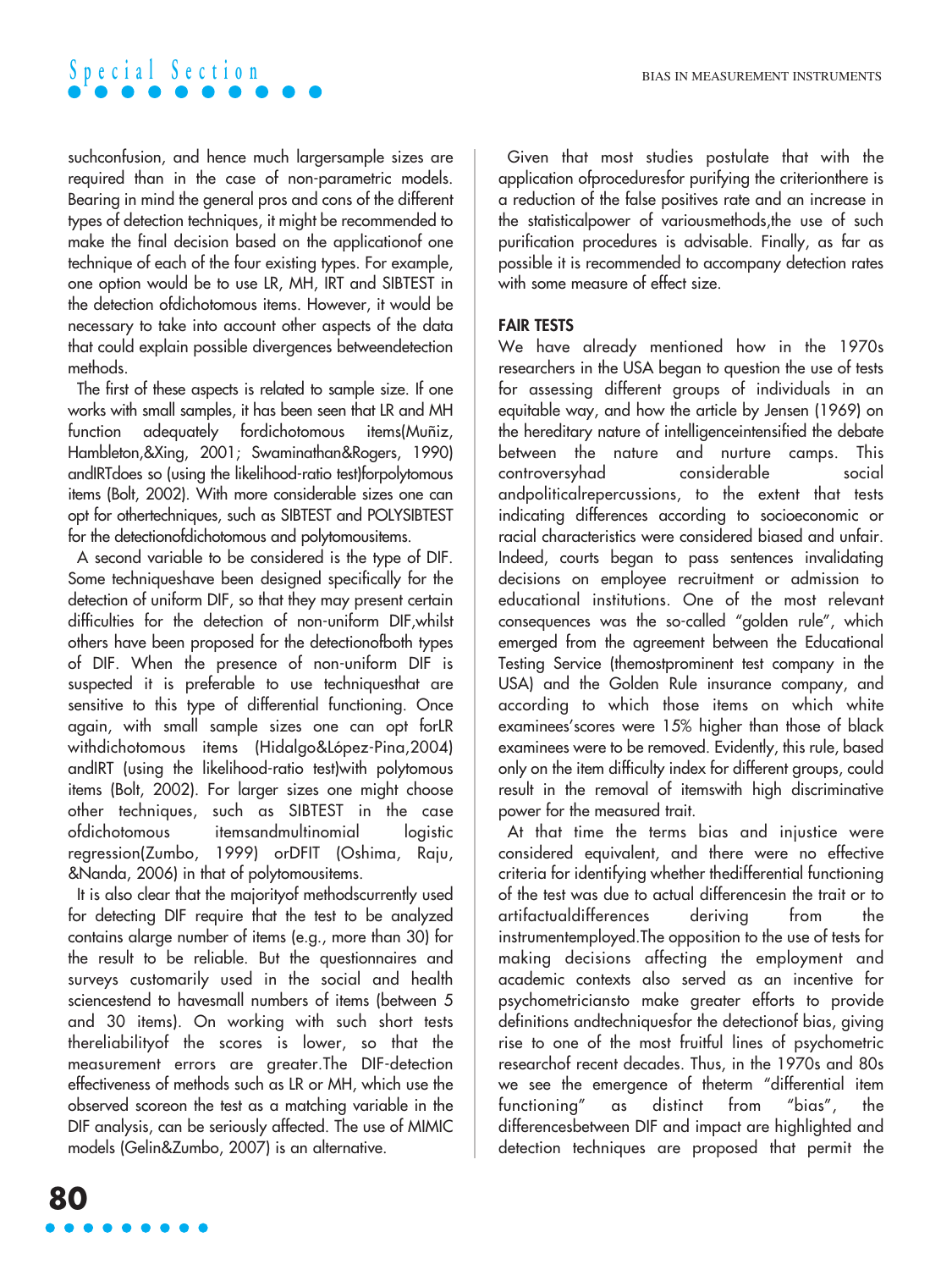suchconfusion, and hence much largersample sizes are required than in the case of non-parametric models. Bearing in mind the general pros and cons of the different types of detection techniques, it might be recommended to make the final decision based on the applicationof one technique of each of the four existing types. For example, one option would be to use LR, MH, IRT and SIBTEST in the detection ofdichotomous items. However, it would be necessary to take into account other aspects of the data that could explain possible divergences betweendetection methods.

The first of these aspects is related to sample size. If one works with small samples, it has been seen that LR and MH function adequately fordichotomous items(Muñiz, Hambleton,&Xing, 2001; Swaminathan&Rogers, 1990) andIRTdoes so (using the likelihood-ratio test)forpolytomous items (Bolt, 2002). With more considerable sizes one can opt for othertechniques, such as SIBTEST and POLYSIBTEST for the detectionofdichotomous and polytomousitems.

A second variable to be considered is the type of DIF. Some techniqueshave been designed specifically for the detection of uniform DIF, so that they may present certain difficulties for the detection of non-uniform DIF,whilst others have been proposed for the detectionofboth types of DIF. When the presence of non-uniform DIF is suspected it is preferable to use techniquesthat are sensitive to this type of differential functioning. Once again, with small sample sizes one can opt forLR withdichotomous items (Hidalgo&López-Pina,2004) andIRT (using the likelihood-ratio test)with polytomous items (Bolt, 2002). For larger sizes one might choose other techniques, such as SIBTEST in the case ofdichotomous itemsandmultinomial logistic regression(Zumbo, 1999) orDFIT (Oshima, Raju, &Nanda, 2006) in that of polytomousitems.

It is also clear that the majorityof methodscurrently used for detecting DIF require that the test to be analyzed contains alarge number of items (e.g., more than 30) for the result to be reliable. But the questionnaires and surveys customarily used in the social and health sciencestend to havesmall numbers of items (between 5 and 30 items). On working with such short tests thereliabilityof the scores is lower, so that the measurement errors are greater.The DIF-detection effectiveness of methods such as LR or MH, which use the observed scoreon the test as a matching variable in the DIF analysis, can be seriously affected. The use of MIMIC models (Gelin&Zumbo, 2007) is an alternative.

Given that most studies postulate that with the application ofproceduresfor purifying the criterionthere is a reduction of the false positives rate and an increase in the statisticalpower of variousmethods,the use of such purification procedures is advisable. Finally, as far as possible it is recommended to accompany detection rates with some measure of effect size.

## FAIR TESTS

We have already mentioned how in the 1970s researchers in the USA began to question the use of tests for assessing different groups of individuals in an equitable way, and how the article by Jensen (1969) on the hereditary nature of intelligenceintensified the debate between the nature and nurture camps. This controversyhad considerable social andpoliticalrepercussions, to the extent that tests indicating differences according to socioeconomic or racial characteristics were considered biased and unfair. Indeed, courts began to pass sentences invalidating decisions on employee recruitment or admission to educational institutions. One of the most relevant consequences was the so-called "golden rule", which emerged from the agreement between the Educational Testing Service (themostprominent test company in the USA) and the Golden Rule insurance company, and according to which those items on which white examinees'scores were 15% higher than those of black examinees were to be removed. Evidently, this rule, based only on the item difficulty index for different groups, could result in the removal of itemswith high discriminative power for the measured trait.

At that time the terms bias and injustice were considered equivalent, and there were no effective criteria for identifying whether thedifferential functioning of the test was due to actual differencesin the trait or to artifactualdifferences deriving from the instrumentemployed.The opposition to the use of tests for making decisions affecting the employment and academic contexts also served as an incentive for psychometriciansto make greater efforts to provide definitions andtechniquesfor the detectionof bias, giving rise to one of the most fruitful lines of psychometric researchof recent decades. Thus, in the 1970s and 80s we see the emergence of theterm "differential item functioning" as distinct from "bias", the differencesbetween DIF and impact are highlighted and detection techniques are proposed that permit the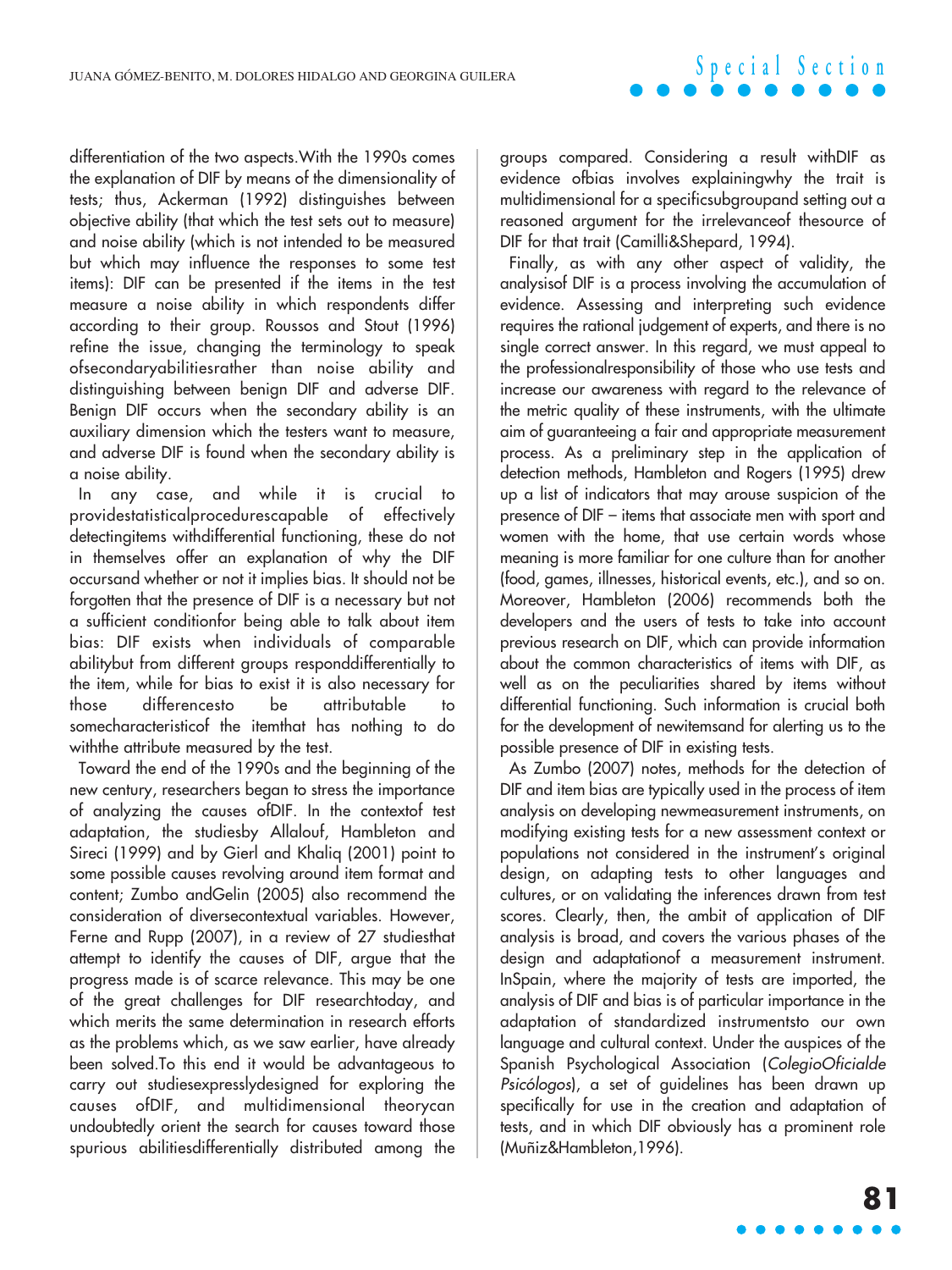differentiation of the two aspects.With the 1990s comes the explanation of DIF by means of the dimensionality of tests; thus, Ackerman (1992) distinguishes between objective ability (that which the test sets out to measure) and noise ability (which is not intended to be measured but which may influence the responses to some test items): DIF can be presented if the items in the test measure a noise ability in which respondents differ according to their group. Roussos and Stout (1996) refine the issue, changing the terminology to speak ofsecondaryabilitiesrather than noise ability and distinguishing between benign DIF and adverse DIF. Benign DIF occurs when the secondary ability is an auxiliary dimension which the testers want to measure, and adverse DIF is found when the secondary ability is a noise ability.

In any case, and while it is crucial to providestatisticalprocedurescapable of effectively detectingitems withdifferential functioning, these do not in themselves offer an explanation of why the DIF occursand whether or not it implies bias. It should not be forgotten that the presence of DIF is a necessary but not a sufficient conditionfor being able to talk about item bias: DIF exists when individuals of comparable abilitybut from different groups responddifferentially to the item, while for bias to exist it is also necessary for those differencesto be attributable to somecharacteristicof the itemthat has nothing to do withthe attribute measured by the test.

Toward the end of the 1990s and the beginning of the new century, researchers began to stress the importance of analyzing the causes ofDIF. In the contextof test adaptation, the studiesby Allalouf, Hambleton and Sireci (1999) and by Gierl and Khaliq (2001) point to some possible causes revolving around item format and content; Zumbo andGelin (2005) also recommend the consideration of diversecontextual variables. However, Ferne and Rupp (2007), in a review of 27 studiesthat attempt to identify the causes of DIF, argue that the progress made is of scarce relevance. This may be one of the great challenges for DIF researchtoday, and which merits the same determination in research efforts as the problems which, as we saw earlier, have already been solved.To this end it would be advantageous to carry out studiesexpresslydesigned for exploring the causes ofDIF, and multidimensional theorycan undoubtedly orient the search for causes toward those spurious abilitiesdifferentially distributed among the groups compared. Considering a result withDIF as evidence ofbias involves explainingwhy the trait is multidimensional for a specificsubgroupand setting out a reasoned argument for the irrelevanceof thesource of DIF for that trait (Camilli&Shepard, 1994).

Finally, as with any other aspect of validity, the analysisof DIF is a process involving the accumulation of evidence. Assessing and interpreting such evidence requires the rational judgement of experts, and there is no single correct answer. In this regard, we must appeal to the professionalresponsibility of those who use tests and increase our awareness with regard to the relevance of the metric quality of these instruments, with the ultimate aim of guaranteeing a fair and appropriate measurement process. As a preliminary step in the application of detection methods, Hambleton and Rogers (1995) drew up a list of indicators that may arouse suspicion of the presence of DIF – items that associate men with sport and women with the home, that use certain words whose meaning is more familiar for one culture than for another (food, games, illnesses, historical events, etc.), and so on. Moreover, Hambleton (2006) recommends both the developers and the users of tests to take into account previous research on DIF, which can provide information about the common characteristics of items with DIF, as well as on the peculiarities shared by items without differential functioning. Such information is crucial both for the development of newitemsand for alerting us to the possible presence of DIF in existing tests.

As Zumbo (2007) notes, methods for the detection of DIF and item bias are typically used in the process of item analysis on developing newmeasurement instruments, on modifying existing tests for a new assessment context or populations not considered in the instrument's original design, on adapting tests to other languages and cultures, or on validating the inferences drawn from test scores. Clearly, then, the ambit of application of DIF analysis is broad, and covers the various phases of the design and adaptationof a measurement instrument. InSpain, where the majority of tests are imported, the analysis of DIF and bias is of particular importance in the adaptation of standardized instrumentsto our own language and cultural context. Under the auspices of the Spanish Psychological Association (*ColegioOficialde Psicólogos*), a set of guidelines has been drawn up specifically for use in the creation and adaptation of tests, and in which DIF obviously has a prominent role (Muñiz&Hambleton,1996).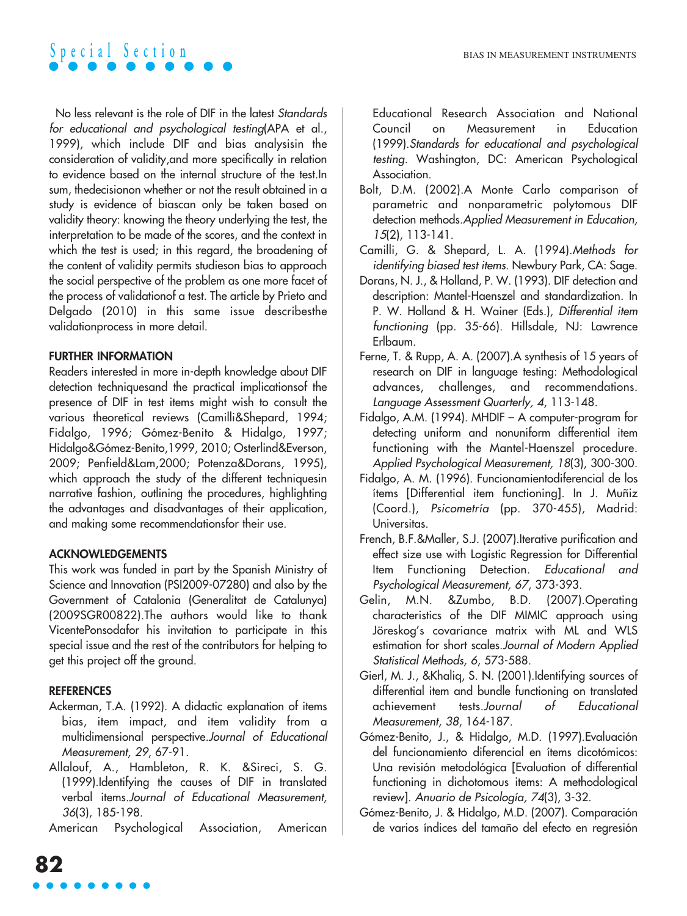No less relevant is the role of DIF in the latest *Standards for educational and psychological testing*(APA et al., 1999), which include DIF and bias analysisin the consideration of validity,and more specifically in relation to evidence based on the internal structure of the test.In sum, thedecisionon whether or not the result obtained in a study is evidence of biascan only be taken based on validity theory: knowing the theory underlying the test, the interpretation to be made of the scores, and the context in which the test is used; in this regard, the broadening of the content of validity permits studieson bias to approach the social perspective of the problem as one more facet of the process of validationof a test. The article by Prieto and Delgado (2010) in this same issue describesthe validationprocess in more detail.

## FURTHER INFORMATION

Readers interested in more in-depth knowledge about DIF detection techniquesand the practical implicationsof the presence of DIF in test items might wish to consult the various theoretical reviews (Camilli&Shepard, 1994; Fidalgo, 1996; Gómez-Benito & Hidalgo, 1997; Hidalgo&Gómez-Benito,1999, 2010; Osterlind&Everson, 2009; Penfield&Lam,2000; Potenza&Dorans, 1995), which approach the study of the different techniquesin narrative fashion, outlining the procedures, highlighting the advantages and disadvantages of their application, and making some recommendationsfor their use.

## ACKNOWLEDGEMENTS

This work was funded in part by the Spanish Ministry of Science and Innovation (PSI2009-07280) and also by the Government of Catalonia (Generalitat de Catalunya) (2009SGR00822).The authors would like to thank VicentePonsodafor his invitation to participate in this special issue and the rest of the contributors for helping to get this project off the ground.

## REFERENCES

Ackerman, T.A. (1992). A didactic explanation of items bias, item impact, and item validity from a multidimensional perspective.*Journal of Educational Measurement, 29*, 67-91.

Allalouf, A., Hambleton, R. K. &Sireci, S. G. (1999).Identifying the causes of DIF in translated verbal items.*Journal of Educational Measurement, 36*(3), 185-198.

American Psychological Association, American Educational Research Association and National Council on Measurement in Education (1999).*Standards for educational and psychological testing*. Washington, DC: American Psychological Association.

Bolt, D.M. (2002).A Monte Carlo comparison of parametric and nonparametric polytomous DIF detection methods.*Applied Measurement in Education, 15*(2), 113-141.

Camilli, G. & Shepard, L. A. (1994).*Methods for identifying biased test items*. Newbury Park, CA: Sage.

Dorans, N. J., & Holland, P. W. (1993). DIF detection and description: Mantel-Haenszel and standardization. In P. W. Holland & H. Wainer (Eds.), *Differential item functioning* (pp. 35-66). Hillsdale, NJ: Lawrence Erlbaum.

Ferne, T. & Rupp, A. A. (2007).A synthesis of 15 years of research on DIF in language testing: Methodological advances, challenges, and recommendations. *Language Assessment Quarterly, 4*, 113-148.

Fidalgo, A.M. (1994). MHDIF – A computer-program for detecting uniform and nonuniform differential item functioning with the Mantel-Haenszel procedure. *Applied Psychological Measurement, 18*(3), 300-300.

Fidalgo, A. M. (1996). Funcionamientodiferencial de los ítems [Differential item functioning]. In J. Muñiz (Coord.), *Psicometría* (pp. 370-455), Madrid: Universitas.

French, B.F.&Maller, S.J. (2007).Iterative purification and effect size use with Logistic Regression for Differential Item Functioning Detection. *Educational and Psychological Measurement, 67*, 373-393.

Gelin, M.N. &Zumbo, B.D. (2007).Operating characteristics of the DIF MIMIC approach using Jöreskog's covariance matrix with ML and WLS estimation for short scales.*Journal of Modern Applied Statistical Methods, 6*, 573-588.

Gierl, M. J., &Khaliq, S. N. (2001).Identifying sources of differential item and bundle functioning on translated achievement tests.*Journal of Educational Measurement, 38*, 164-187.

Gómez-Benito, J., & Hidalgo, M.D. (1997).Evaluación del funcionamiento diferencial en ítems dicotómicos: Una revisión metodológica [Evaluation of differential functioning in dichotomous items: A methodological review]. *Anuario de Psicología, 74*(3), 3-32.

Gómez-Benito, J. & Hidalgo, M.D. (2007). Comparación de varios índices del tamaño del efecto en regresión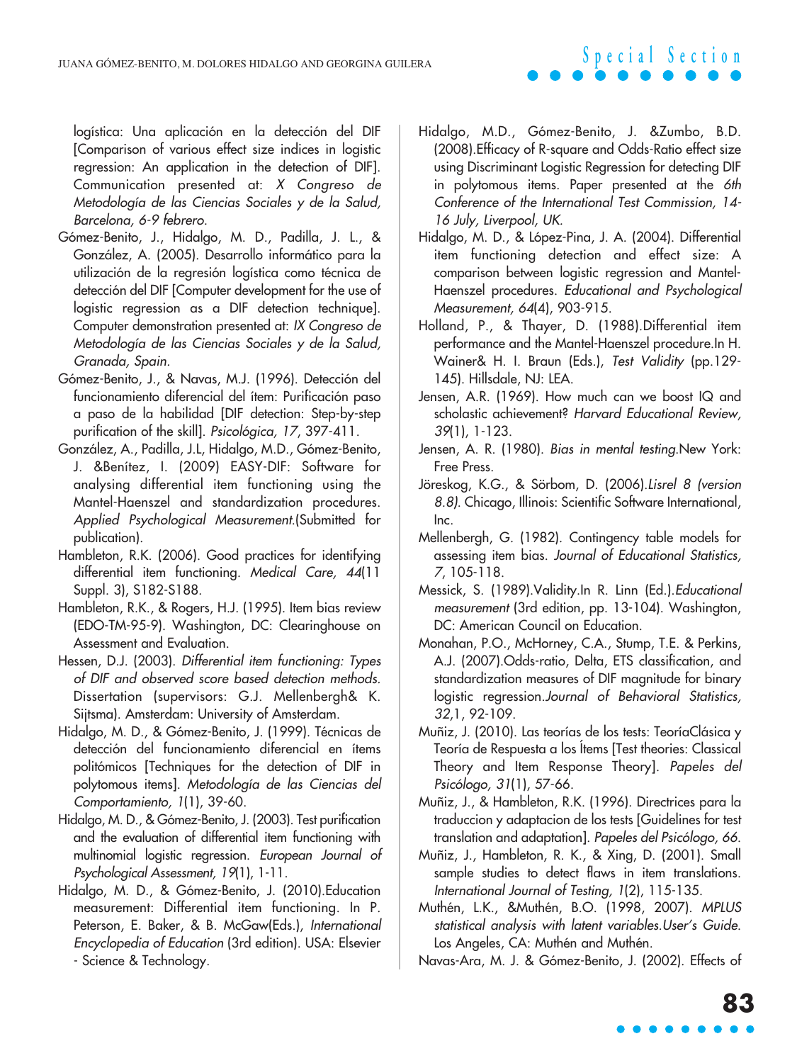logística: Una aplicación en la detección del DIF [Comparison of various effect size indices in logistic regression: An application in the detection of DIF]. Communication presented at: *X Congreso de Metodología de las Ciencias Sociales y de la Salud, Barcelona, 6-9 febrero.*

Gómez-Benito, J., Hidalgo, M. D., Padilla, J. L., & González, A. (2005). Desarrollo informático para la utilización de la regresión logística como técnica de detección del DIF [Computer development for the use of logistic regression as a DIF detection technique]. Computer demonstration presented at: *IX Congreso de Metodología de las Ciencias Sociales y de la Salud, Granada, Spain.*

Gómez-Benito, J., & Navas, M.J. (1996). Detección del funcionamiento diferencial del ítem: Purificación paso a paso de la habilidad [DIF detection: Step-by-step purification of the skill]. *Psicológica, 17*, 397-411.

González, A., Padilla, J.L, Hidalgo, M.D., Gómez-Benito, J. &Benítez, I. (2009) EASY-DIF: Software for analysing differential item functioning using the Mantel-Haenszel and standardization procedures. *Applied Psychological Measurement.*(Submitted for publication).

Hambleton, R.K. (2006). Good practices for identifying differential item functioning. *Medical Care, 44*(11 Suppl. 3), S182-S188.

Hambleton, R.K., & Rogers, H.J. (1995). Item bias review (EDO-TM-95-9). Washington, DC: Clearinghouse on Assessment and Evaluation.

Hessen, D.J. (2003). *Differential item functioning: Types of DIF and observed score based detection methods.* Dissertation (supervisors: G.J. Mellenbergh& K. Sijtsma). Amsterdam: University of Amsterdam.

Hidalgo, M. D., & Gómez-Benito, J. (1999). Técnicas de detección del funcionamiento diferencial en ítems politómicos [Techniques for the detection of DIF in polytomous items]. *Metodología de las Ciencias del Comportamiento, 1*(1), 39-60.

Hidalgo, M. D., & Gómez-Benito, J. (2003). Test purification and the evaluation of differential item functioning with multinomial logistic regression. *European Journal of Psychological Assessment, 19*(1), 1-11.

Hidalgo, M. D., & Gómez-Benito, J. (2010).Education measurement: Differential item functioning. In P. Peterson, E. Baker, & B. McGaw(Eds.), *International Encyclopedia of Education* (3rd edition). USA: Elsevier - Science & Technology.

Hidalgo, M.D., Gómez-Benito, J. &Zumbo, B.D. (2008).Efficacy of R-square and Odds-Ratio effect size using Discriminant Logistic Regression for detecting DIF in polytomous items. Paper presented at the *6th Conference of the International Test Commission, 14-16 July, Liverpool, UK.*

Hidalgo, M. D., & López-Pina, J. A. (2004). Differential item functioning detection and effect size: A comparison between logistic regression and Mantel-Haenszel procedures. *Educational and Psychological Measurement, 64*(4), 903-915.

Holland, P., & Thayer, D. (1988).Differential item performance and the Mantel-Haenszel procedure.In H. Wainer& H. I. Braun (Eds.), *Test Validity* (pp.129-145). Hillsdale, NJ: LEA.

Jensen, A.R. (1969). How much can we boost IQ and scholastic achievement? *Harvard Educational Review, 39*(1), 1-123.

Jensen, A. R. (1980). *Bias in mental testing.*New York: Free Press.

Jöreskog, K.G., & Sörbom, D. (2006).*Lisrel 8 (version 8.8).* Chicago, Illinois: Scientific Software International, Inc.

Mellenbergh, G. (1982). Contingency table models for assessing item bias. *Journal of Educational Statistics, 7*, 105-118.

Messick, S. (1989).Validity.In R. Linn (Ed.).*Educational measurement* (3rd edition, pp. 13-104). Washington, DC: American Council on Education.

Monahan, P.O., McHorney, C.A., Stump, T.E. & Perkins, A.J. (2007).Odds-ratio, Delta, ETS classification, and standardization measures of DIF magnitude for binary logistic regression.*Journal of Behavioral Statistics, 32*,1, 92-109.

Muñiz, J. (2010). Las teorías de los tests: TeoríaClásica y Teoría de Respuesta a los Ítems [Test theories: Classical Theory and Item Response Theory]. *Papeles del Psicólogo, 31*(1), 57-66.

Muñiz, J., & Hambleton, R.K. (1996). Directrices para la traduccion y adaptacion de los tests [Guidelines for test translation and adaptation]. *Papeles del Psicólogo, 66.*

Muñiz, J., Hambleton, R. K., & Xing, D. (2001). Small sample studies to detect flaws in item translations. *International Journal of Testing, 1*(2), 115-135.

Muthén, L.K., &Muthén, B.O. (1998, 2007). *MPLUS statistical analysis with latent variables.User's Guide.* Los Angeles, CA: Muthén and Muthén.

Navas-Ara, M. J. & Gómez-Benito, J. (2002). Effects of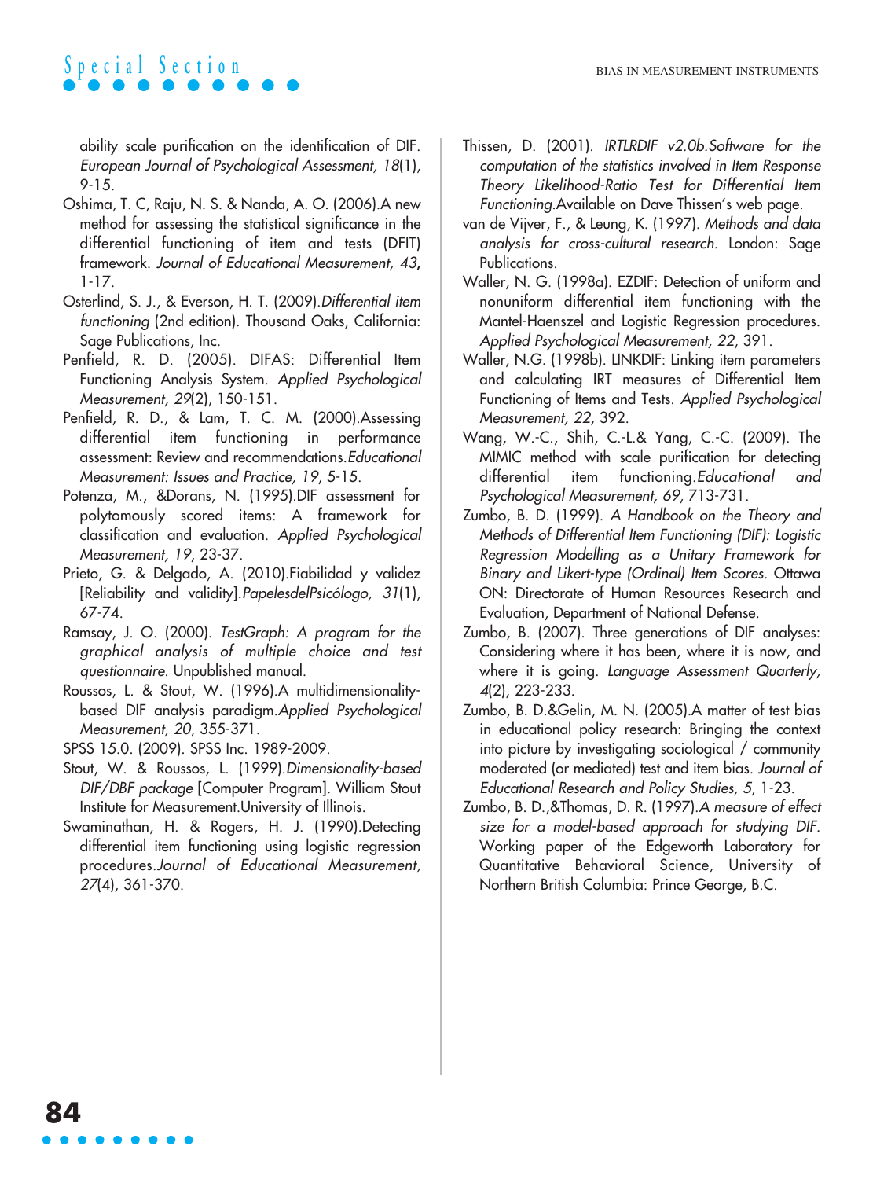ability scale purification on the identification of DIF. *European Journal of Psychological Assessment, 18*(1), 9-15.

Oshima, T. C, Raju, N. S. & Nanda, A. O. (2006).A new method for assessing the statistical significance in the differential functioning of item and tests (DFIT) framework. *Journal of Educational Measurement, 43*, 1-17.

Osterlind, S. J., & Everson, H. T. (2009).*Differential item functioning* (2nd edition). Thousand Oaks, California: Sage Publications, Inc.

Penfield, R. D. (2005). DIFAS: Differential Item Functioning Analysis System. *Applied Psychological Measurement, 29*(2), 150-151.

Penfield, R. D., & Lam, T. C. M. (2000).Assessing differential item functioning in performance assessment: Review and recommendations.*Educational Measurement: Issues and Practice, 19*, 5-15.

Potenza, M., &Dorans, N. (1995).DIF assessment for polytomously scored items: A framework for classification and evaluation. *Applied Psychological Measurement, 19*, 23-37.

Prieto, G. & Delgado, A. (2010).Fiabilidad y validez [Reliability and validity].*PapelesdelPsicólogo, 31*(1), 67-74.

Ramsay, J. O. (2000). *TestGraph: A program for the graphical analysis of multiple choice and test questionnaire*. Unpublished manual.

Roussos, L. & Stout, W. (1996).A multidimensionality-based DIF analysis paradigm.*Applied Psychological Measurement, 20*, 355-371.

SPSS 15.0. (2009). SPSS Inc. 1989-2009.

Stout, W. & Roussos, L. (1999).*Dimensionality-based DIF/DBF package* [Computer Program]. William Stout Institute for Measurement.University of Illinois.

Swaminathan, H. & Rogers, H. J. (1990).Detecting differential item functioning using logistic regression procedures.*Journal of Educational Measurement, 27*(4), 361-370.

Thissen, D. (2001). *IRTLRDIF v2.0b.Software for the computation of the statistics involved in Item Response Theory Likelihood-Ratio Test for Differential Item Functioning.*Available on Dave Thissen's web page.

van de Vijver, F., & Leung, K. (1997). *Methods and data analysis for cross-cultural research.* London: Sage Publications.

Waller, N. G. (1998a). EZDIF: Detection of uniform and nonuniform differential item functioning with the Mantel-Haenszel and Logistic Regression procedures. *Applied Psychological Measurement, 22*, 391.

Waller, N.G. (1998b). LINKDIF: Linking item parameters and calculating IRT measures of Differential Item Functioning of Items and Tests. *Applied Psychological Measurement, 22*, 392.

Wang, W.-C., Shih, C.-L.& Yang, C.-C. (2009). The MIMIC method with scale purification for detecting differential item functioning.*Educational and Psychological Measurement, 69*, 713-731.

Zumbo, B. D. (1999). *A Handbook on the Theory and Methods of Differential Item Functioning (DIF): Logistic Regression Modelling as a Unitary Framework for Binary and Likert-type (Ordinal) Item Scores.* Ottawa ON: Directorate of Human Resources Research and Evaluation, Department of National Defense.

Zumbo, B. (2007). Three generations of DIF analyses: Considering where it has been, where it is now, and where it is going. *Language Assessment Quarterly, 4*(2), 223-233.

Zumbo, B. D.&Gelin, M. N. (2005).A matter of test bias in educational policy research: Bringing the context into picture by investigating sociological / community moderated (or mediated) test and item bias. *Journal of Educational Research and Policy Studies, 5*, 1-23.

Zumbo, B. D.,&Thomas, D. R. (1997).*A measure of effect size for a model-based approach for studying DIF.* Working paper of the Edgeworth Laboratory for Quantitative Behavioral Science, University of Northern British Columbia: Prince George, B.C.